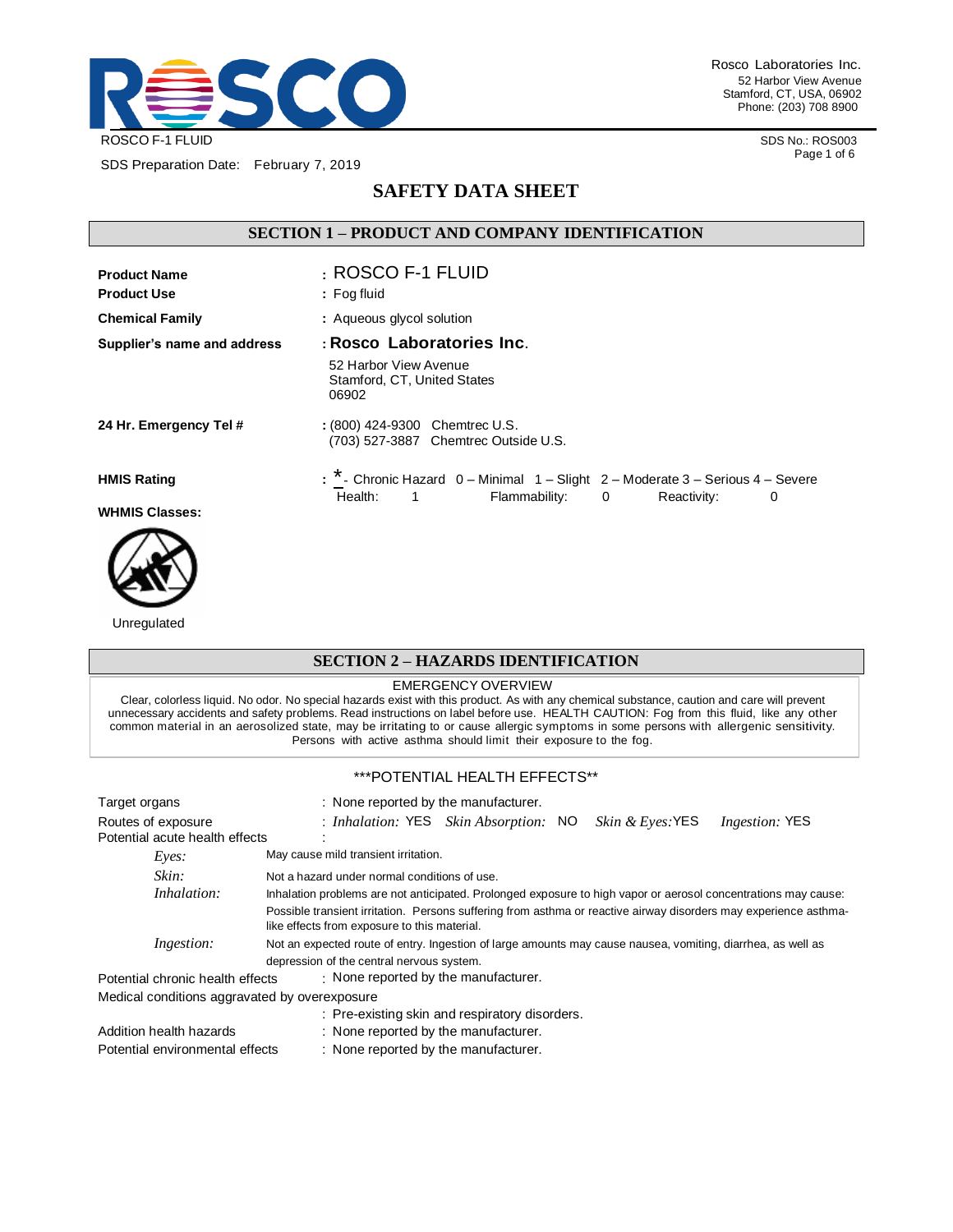ROSCO F-1 FLUID

SDS Preparation Date: February 7, 2019

# SAFETY DATA SHEET

## SECTION 1 – PRODUCT AND COMPANY IDENTIFICATION

**Product Name** : ROSCO F-1 FLUID

**Product Use** : Fog fluid

**Chemical Family** : Aqueous glycol solution

**Supplier's name and address** : **Rosco Laboratories Inc.**
52 Harbor View Avenue
Stamford, CT, United States
06902

**24 Hr. Emergency Tel #** : (800) 424-9300 Chemtrec U.S.
(703) 527-3887 Chemtrec Outside U.S.

**HMIS Rating** : * - Chronic Hazard 0 – Minimal 1 – Slight 2 – Moderate 3 – Serious 4 – Severe

| Health: | 1 | Flammability: | 0 | Reactivity: | 0 |
|---|---|---|---|---|---|

**WHMIS Classes:**

Unregulated

## SECTION 2 – HAZARDS IDENTIFICATION

EMERGENCY OVERVIEW

Clear, colorless liquid. No odor. No special hazards exist with this product. As with any chemical substance, caution and care will prevent unnecessary accidents and safety problems. Read instructions on label before use. HEALTH CAUTION: Fog from this fluid, like any other common material in an aerosolized state, may be irritating to or cause allergic symptoms in some persons with allergenic sensitivity. Persons with active asthma should limit their exposure to the fog.

***POTENTIAL HEALTH EFFECTS**

Target organs : None reported by the manufacturer.

Routes of exposure : *Inhalation:* YES *Skin Absorption:* NO *Skin & Eyes:* YES *Ingestion:* YES

Potential acute health effects :

*Eyes:* May cause mild transient irritation.

*Skin:* Not a hazard under normal conditions of use.

*Inhalation:* Inhalation problems are not anticipated. Prolonged exposure to high vapor or aerosol concentrations may cause: Possible transient irritation. Persons suffering from asthma or reactive airway disorders may experience asthma-like effects from exposure to this material.

*Ingestion:* Not an expected route of entry. Ingestion of large amounts may cause nausea, vomiting, diarrhea, as well as depression of the central nervous system.

Potential chronic health effects : None reported by the manufacturer.

Medical conditions aggravated by overexposure : Pre-existing skin and respiratory disorders.

Addition health hazards : None reported by the manufacturer.

Potential environmental effects : None reported by the manufacturer.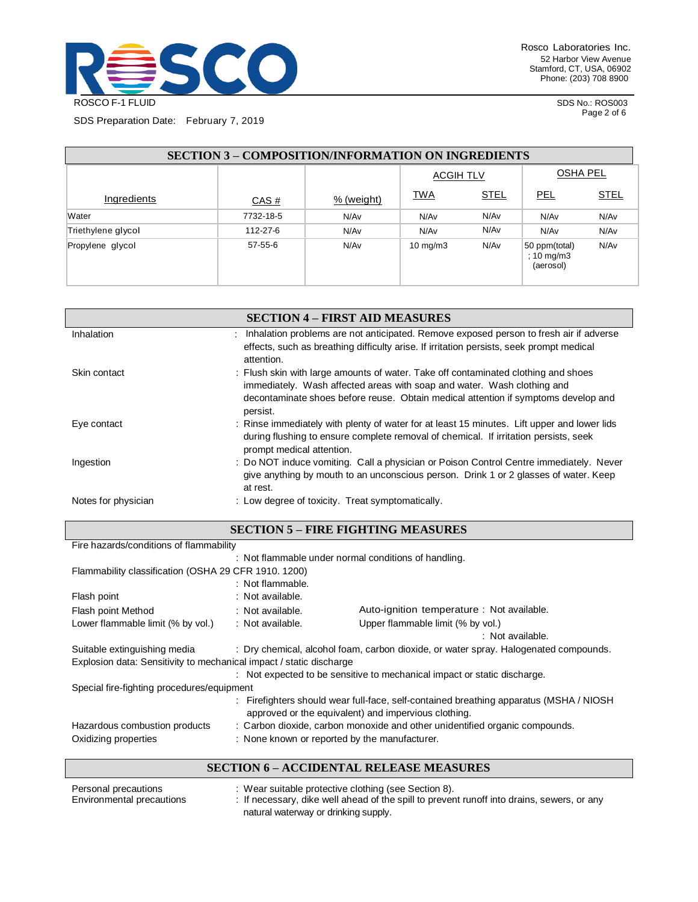## SECTION 3 – COMPOSITION/INFORMATION ON INGREDIENTS

| Ingredients | CAS # | % (weight) | ACGIH TLV | | OSHA PEL | |
|---|---|---|---|---|---|---|
| | | | TWA | STEL | PEL | STEL |
| Water | 7732-18-5 | N/Av | N/Av | N/Av | N/Av | N/Av |
| Triethylene glycol | 112-27-6 | N/Av | N/Av | N/Av | N/Av | N/Av |
| Propylene glycol | 57-55-6 | N/Av | 10 mg/m3 | N/Av | 50 ppm(total) ; 10 mg/m3 (aerosol) | N/Av |

## SECTION 4 – FIRST AID MEASURES

Inhalation : Inhalation problems are not anticipated. Remove exposed person to fresh air if adverse effects, such as breathing difficulty arise. If irritation persists, seek prompt medical attention.

Skin contact : Flush skin with large amounts of water. Take off contaminated clothing and shoes immediately. Wash affected areas with soap and water. Wash clothing and decontaminate shoes before reuse. Obtain medical attention if symptoms develop and persist.

Eye contact : Rinse immediately with plenty of water for at least 15 minutes. Lift upper and lower lids during flushing to ensure complete removal of chemical. If irritation persists, seek prompt medical attention.

Ingestion : Do NOT induce vomiting. Call a physician or Poison Control Centre immediately. Never give anything by mouth to an unconscious person. Drink 1 or 2 glasses of water. Keep at rest.

Notes for physician : Low degree of toxicity. Treat symptomatically.

## SECTION 5 – FIRE FIGHTING MEASURES

Fire hazards/conditions of flammability
: Not flammable under normal conditions of handling.

Flammability classification (OSHA 29 CFR 1910. 1200)
: Not flammable.

Flash point : Not available.

Flash point Method : Not available.

Auto-ignition temperature : Not available.

Lower flammable limit (% by vol.) : Not available.

Upper flammable limit (% by vol.) : Not available.

Suitable extinguishing media : Dry chemical, alcohol foam, carbon dioxide, or water spray. Halogenated compounds.

Explosion data: Sensitivity to mechanical impact / static discharge
: Not expected to be sensitive to mechanical impact or static discharge.

Special fire-fighting procedures/equipment
: Firefighters should wear full-face, self-contained breathing apparatus (MSHA / NIOSH approved or the equivalent) and impervious clothing.

Hazardous combustion products : Carbon dioxide, carbon monoxide and other unidentified organic compounds.

Oxidizing properties : None known or reported by the manufacturer.

## SECTION 6 – ACCIDENTAL RELEASE MEASURES

Personal precautions : Wear suitable protective clothing (see Section 8).

Environmental precautions : If necessary, dike well ahead of the spill to prevent runoff into drains, sewers, or any natural waterway or drinking supply.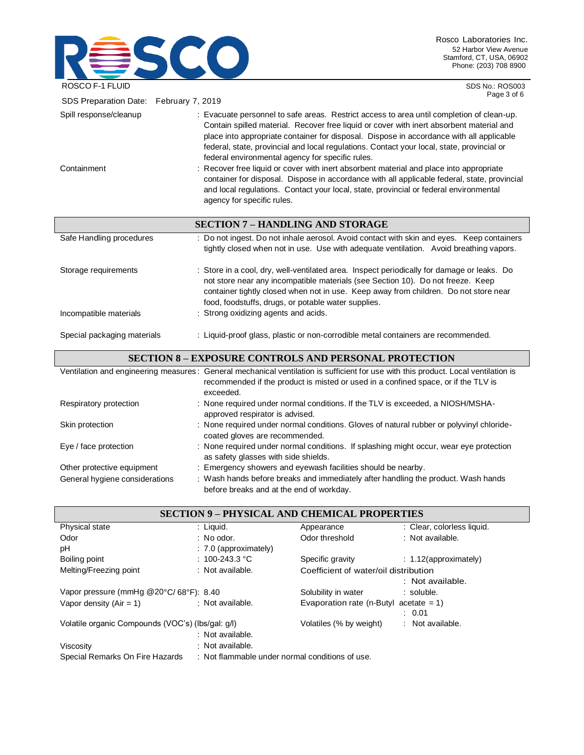SDS Preparation Date: February 7, 2019

| | |
|---|---|
| Spill response/cleanup | : Evacuate personnel to safe areas. Restrict access to area until completion of clean-up. Contain spilled material. Recover free liquid or cover with inert absorbent material and place into appropriate container for disposal. Dispose in accordance with all applicable federal, state, provincial and local regulations. Contact your local, state, provincial or federal environmental agency for specific rules. |
| Containment | : Recover free liquid or cover with inert absorbent material and place into appropriate container for disposal. Dispose in accordance with all applicable federal, state, provincial and local regulations. Contact your local, state, provincial or federal environmental agency for specific rules. |

## SECTION 7 – HANDLING AND STORAGE

| | |
|---|---|
| Safe Handling procedures | : Do not ingest. Do not inhale aerosol. Avoid contact with skin and eyes. Keep containers tightly closed when not in use. Use with adequate ventilation. Avoid breathing vapors. |
| Storage requirements | : Store in a cool, dry, well-ventilated area. Inspect periodically for damage or leaks. Do not store near any incompatible materials (see Section 10). Do not freeze. Keep container tightly closed when not in use. Keep away from children. Do not store near food, foodstuffs, drugs, or potable water supplies. |
| Incompatible materials | : Strong oxidizing agents and acids. |
| Special packaging materials | : Liquid-proof glass, plastic or non-corrodible metal containers are recommended. |

## SECTION 8 – EXPOSURE CONTROLS AND PERSONAL PROTECTION

| | |
|---|---|
| Ventilation and engineering measures | : General mechanical ventilation is sufficient for use with this product. Local ventilation is recommended if the product is misted or used in a confined space, or if the TLV is exceeded. |
| Respiratory protection | : None required under normal conditions. If the TLV is exceeded, a NIOSH/MSHA-approved respirator is advised. |
| Skin protection | : None required under normal conditions. Gloves of natural rubber or polyvinyl chloride-coated gloves are recommended. |
| Eye / face protection | : None required under normal conditions. If splashing might occur, wear eye protection as safety glasses with side shields. |
| Other protective equipment | : Emergency showers and eyewash facilities should be nearby. |
| General hygiene considerations | : Wash hands before breaks and immediately after handling the product. Wash hands before breaks and at the end of workday. |

## SECTION 9 – PHYSICAL AND CHEMICAL PROPERTIES

| | | | |
|---|---|---|---|
| Physical state | : Liquid. | Appearance | : Clear, colorless liquid. |
| Odor | : No odor. | Odor threshold | : Not available. |
| pH | : 7.0 (approximately) | | |
| Boiling point | : 100-243.3 °C | Specific gravity | : 1.12(approximately) |
| Melting/Freezing point | : Not available. | Coefficient of water/oil distribution | : Not available. |
| Vapor pressure (mmHg @20°C/ 68°F) | : 8.40 | Solubility in water | : soluble. |
| Vapor density (Air = 1) | : Not available. | Evaporation rate (n-Butyl acetate = 1) | : 0.01 |
| Volatile organic Compounds (VOC's) (lbs/gal: g/l) | : Not available. | Volatiles (% by weight) | : Not available. |
| Viscosity | : Not available. | | |
| Special Remarks On Fire Hazards | : Not flammable under normal conditions of use. | | |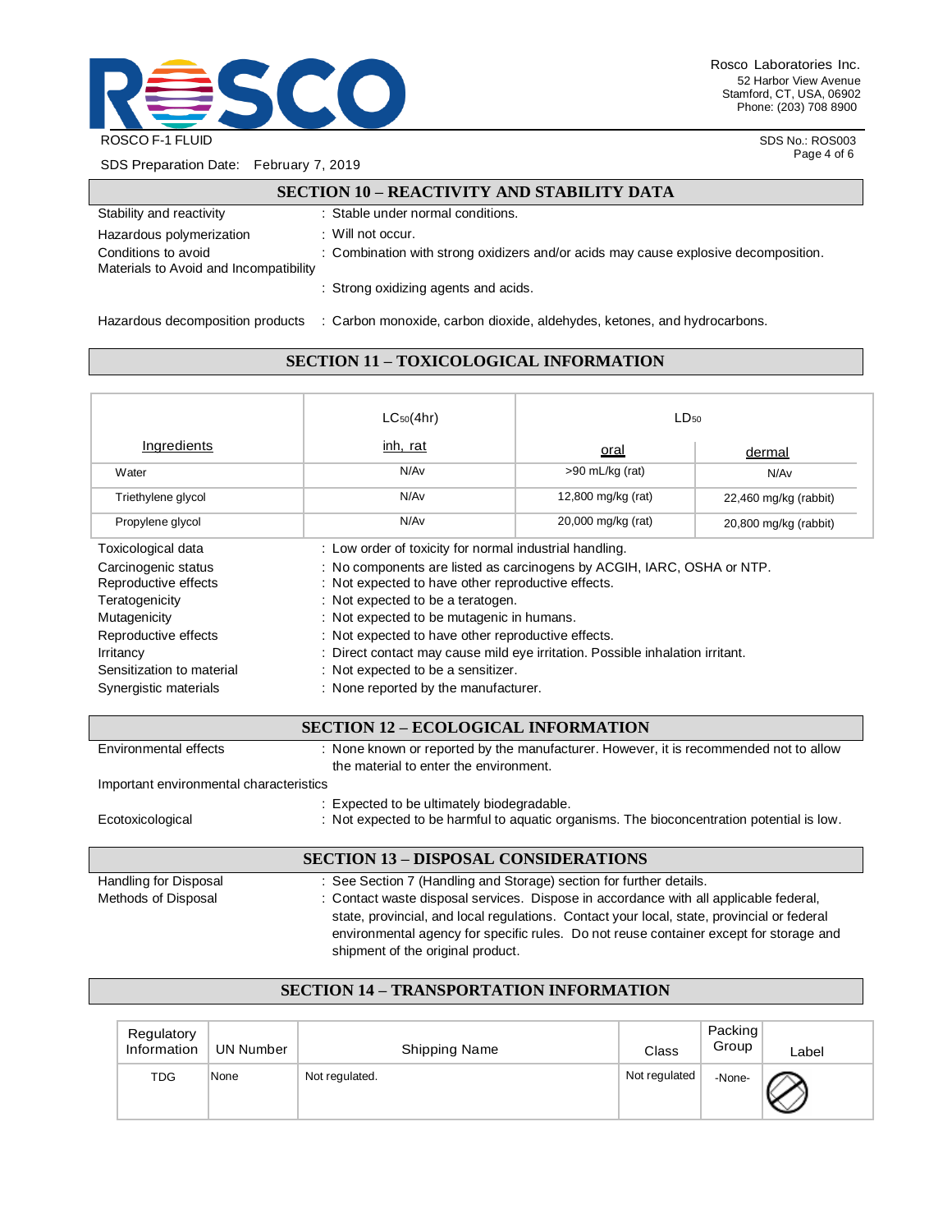## SECTION 10 – REACTIVITY AND STABILITY DATA

| | |
|---|---|
| Stability and reactivity | : Stable under normal conditions. |
| Hazardous polymerization | : Will not occur. |
| Conditions to avoid | : Combination with strong oxidizers and/or acids may cause explosive decomposition. |
| Materials to Avoid and Incompatibility | : Strong oxidizing agents and acids. |
| Hazardous decomposition products | : Carbon monoxide, carbon dioxide, aldehydes, ketones, and hydrocarbons. |

## SECTION 11 – TOXICOLOGICAL INFORMATION

| | $LC_{50}$(4hr) | $LD_{50}$ | |
|---|---|---|---|
| Ingredients | inh, rat | oral | dermal |
| Water | N/Av | >90 mL/kg (rat) | N/Av |
| Triethylene glycol | N/Av | 12,800 mg/kg (rat) | 22,460 mg/kg (rabbit) |
| Propylene glycol | N/Av | 20,000 mg/kg (rat) | 20,800 mg/kg (rabbit) |

| | |
|---|---|
| Toxicological data | : Low order of toxicity for normal industrial handling. |
| Carcinogenic status | : No components are listed as carcinogens by ACGIH, IARC, OSHA or NTP. |
| Reproductive effects | : Not expected to have other reproductive effects. |
| Teratogenicity | : Not expected to be a teratogen. |
| Mutagenicity | : Not expected to be mutagenic in humans. |
| Reproductive effects | : Not expected to have other reproductive effects. |
| Irritancy | : Direct contact may cause mild eye irritation. Possible inhalation irritant. |
| Sensitization to material | : Not expected to be a sensitizer. |
| Synergistic materials | : None reported by the manufacturer. |

## SECTION 12 – ECOLOGICAL INFORMATION

| | |
|---|---|
| Environmental effects | : None known or reported by the manufacturer. However, it is recommended not to allow the material to enter the environment. |
| Important environmental characteristics | : Expected to be ultimately biodegradable. |
| Ecotoxicological | : Not expected to be harmful to aquatic organisms. The bioconcentration potential is low. |

## SECTION 13 – DISPOSAL CONSIDERATIONS

| | |
|---|---|
| Handling for Disposal | : See Section 7 (Handling and Storage) section for further details. |
| Methods of Disposal | : Contact waste disposal services. Dispose in accordance with all applicable federal, state, provincial, and local regulations. Contact your local, state, provincial or federal environmental agency for specific rules. Do not reuse container except for storage and shipment of the original product. |

## SECTION 14 – TRANSPORTATION INFORMATION

| Regulatory Information | UN Number | Shipping Name | Class | Packing Group | Label |
|---|---|---|---|---|---|
| TDG | None | Not regulated. | Not regulated | -None- | |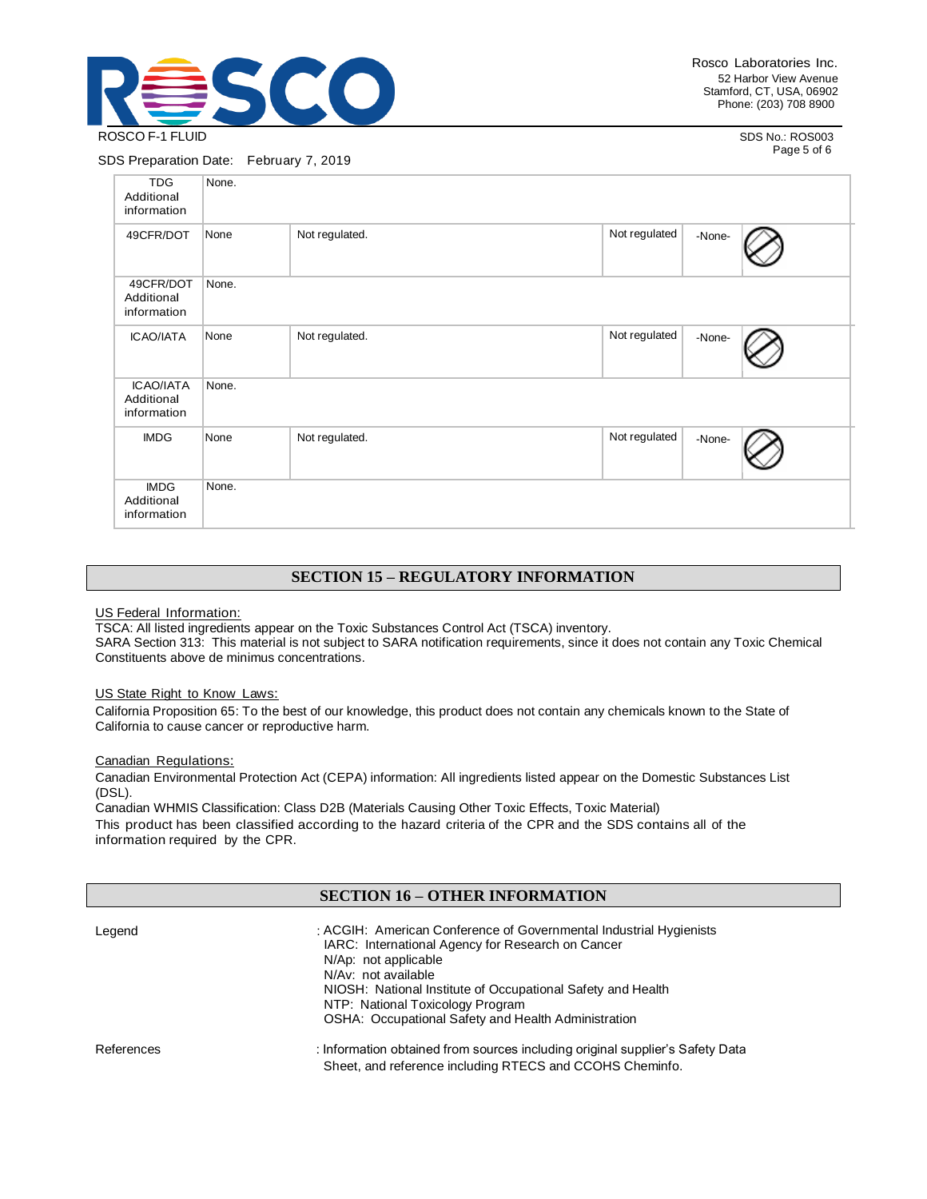| TDG Additional information | None. | | | | |
|---|---|---|---|---|---|
| 49CFR/DOT | None | Not regulated. | Not regulated | -None- | |
| 49CFR/DOT Additional information | None. | | | | |
| ICAO/IATA | None | Not regulated. | Not regulated | -None- | |
| ICAO/IATA Additional information | None. | | | | |
| IMDG | None | Not regulated. | Not regulated | -None- | |
| IMDG Additional information | None. | | | | |

## SECTION 15 – REGULATORY INFORMATION

US Federal Information:

TSCA: All listed ingredients appear on the Toxic Substances Control Act (TSCA) inventory.
SARA Section 313: This material is not subject to SARA notification requirements, since it does not contain any Toxic Chemical Constituents above de minimus concentrations.

US State Right to Know Laws:

California Proposition 65: To the best of our knowledge, this product does not contain any chemicals known to the State of California to cause cancer or reproductive harm.

Canadian Regulations:

Canadian Environmental Protection Act (CEPA) information: All ingredients listed appear on the Domestic Substances List (DSL).
Canadian WHMIS Classification: Class D2B (Materials Causing Other Toxic Effects, Toxic Material)
This product has been classified according to the hazard criteria of the CPR and the SDS contains all of the information required by the CPR.

## SECTION 16 – OTHER INFORMATION

Legend : ACGIH: American Conference of Governmental Industrial Hygienists
IARC: International Agency for Research on Cancer
N/Ap: not applicable
N/Av: not available
NIOSH: National Institute of Occupational Safety and Health
NTP: National Toxicology Program
OSHA: Occupational Safety and Health Administration

References : Information obtained from sources including original supplier's Safety Data Sheet, and reference including RTECS and CCOHS Cheminfo.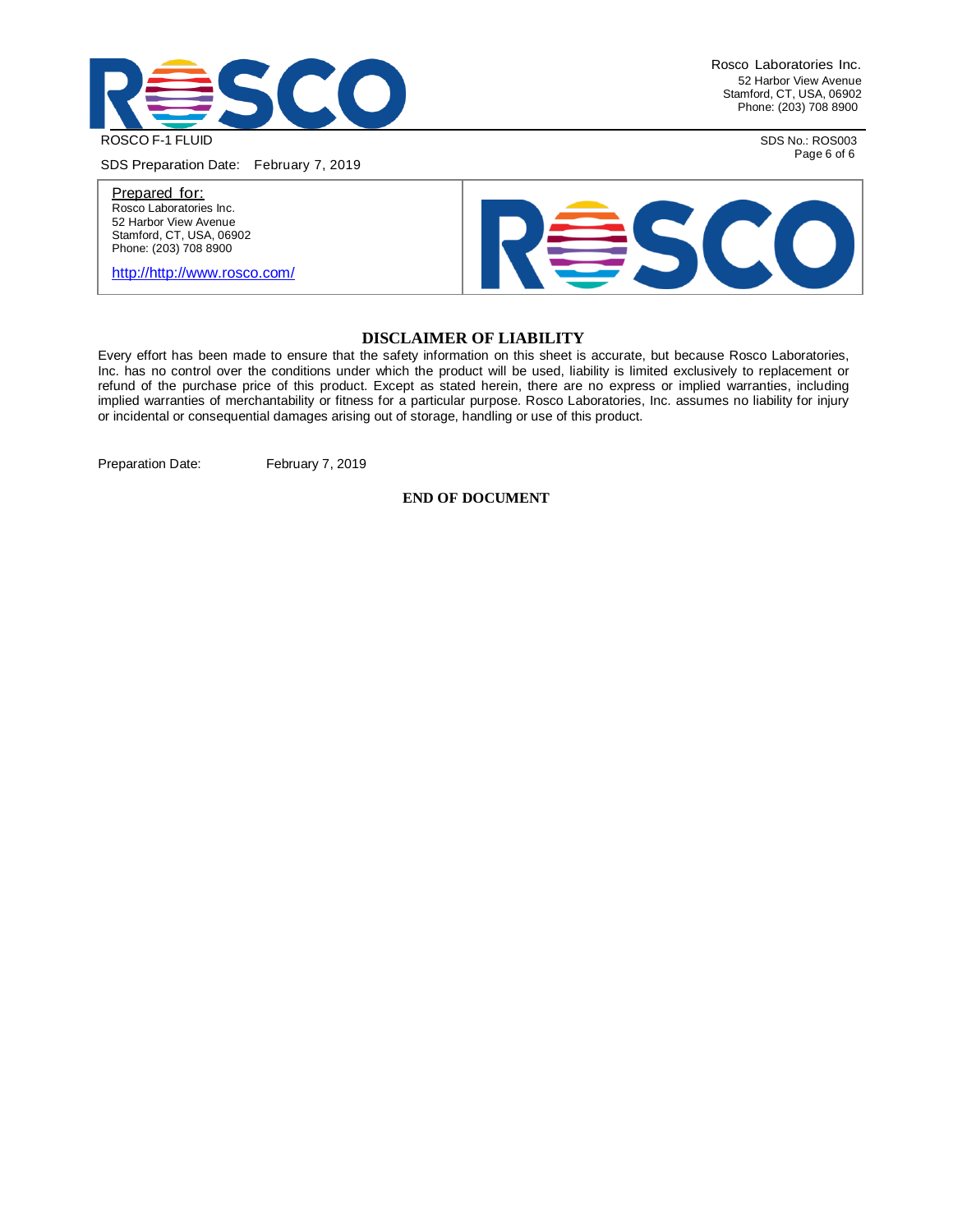Prepared for:
Rosco Laboratories Inc.
52 Harbor View Avenue
Stamford, CT, USA, 06902
Phone: (203) 708 8900

http://http://www.rosco.com/

## DISCLAIMER OF LIABILITY

Every effort has been made to ensure that the safety information on this sheet is accurate, but because Rosco Laboratories, Inc. has no control over the conditions under which the product will be used, liability is limited exclusively to replacement or refund of the purchase price of this product. Except as stated herein, there are no express or implied warranties, including implied warranties of merchantability or fitness for a particular purpose. Rosco Laboratories, Inc. assumes no liability for injury or incidental or consequential damages arising out of storage, handling or use of this product.

Preparation Date: February 7, 2019

**END OF DOCUMENT**